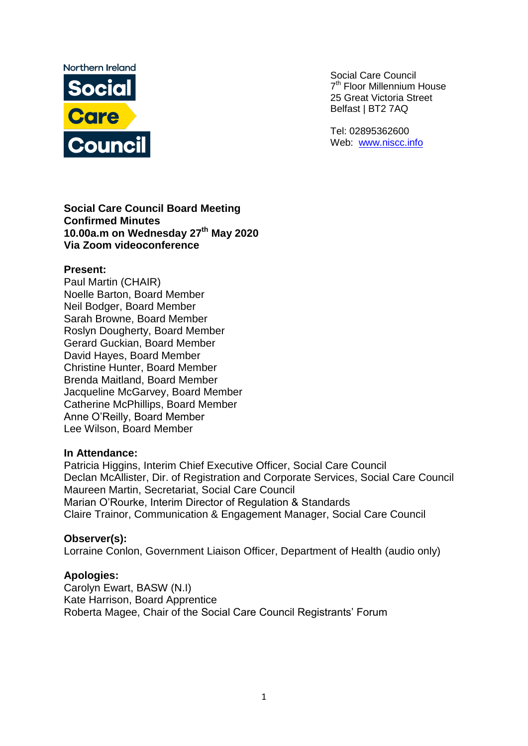Northern Ireland
**Social Care Council**

Social Care Council
7th Floor Millennium House
25 Great Victoria Street
Belfast | BT2 7AQ

Tel: 02895362600
Web: [www.niscc.info](http://www.niscc.info)

**Social Care Council Board Meeting**
**Confirmed Minutes**
**10.00a.m on Wednesday 27th May 2020**
**Via Zoom videoconference**

**Present:**
Paul Martin (CHAIR)
Noelle Barton, Board Member
Neil Bodger, Board Member
Sarah Browne, Board Member
Roslyn Dougherty, Board Member
Gerard Guckian, Board Member
David Hayes, Board Member
Christine Hunter, Board Member
Brenda Maitland, Board Member
Jacqueline McGarvey, Board Member
Catherine McPhillips, Board Member
Anne O'Reilly, Board Member
Lee Wilson, Board Member

**In Attendance:**
Patricia Higgins, Interim Chief Executive Officer, Social Care Council
Declan McAllister, Dir. of Registration and Corporate Services, Social Care Council
Maureen Martin, Secretariat, Social Care Council
Marian O'Rourke, Interim Director of Regulation & Standards
Claire Trainor, Communication & Engagement Manager, Social Care Council

**Observer(s):**
Lorraine Conlon, Government Liaison Officer, Department of Health (audio only)

**Apologies:**
Carolyn Ewart, BASW (N.I)
Kate Harrison, Board Apprentice
Roberta Magee, Chair of the Social Care Council Registrants' Forum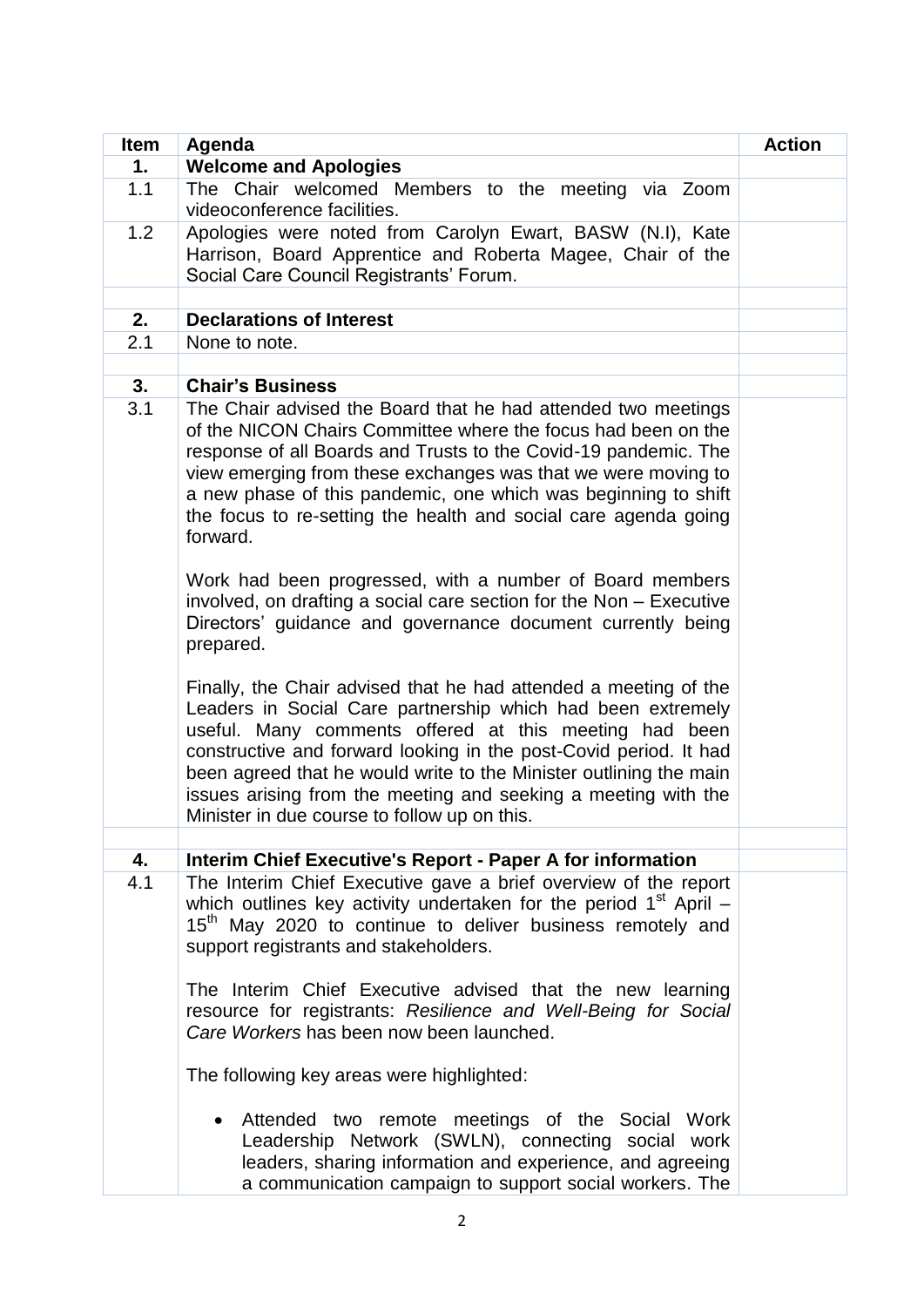| Item | Agenda | Action |
|---|---|---|
| **1.** | **Welcome and Apologies** | |
| 1.1 | The Chair welcomed Members to the meeting via Zoom videoconference facilities. | |
| 1.2 | Apologies were noted from Carolyn Ewart, BASW (N.I), Kate Harrison, Board Apprentice and Roberta Magee, Chair of the Social Care Council Registrants' Forum. | |
| | | |
| **2.** | **Declarations of Interest** | |
| 2.1 | None to note. | |
| | | |
| **3.** | **Chair's Business** | |
| 3.1 | The Chair advised the Board that he had attended two meetings of the NICON Chairs Committee where the focus had been on the response of all Boards and Trusts to the Covid-19 pandemic. The view emerging from these exchanges was that we were moving to a new phase of this pandemic, one which was beginning to shift the focus to re-setting the health and social care agenda going forward.<br><br>Work had been progressed, with a number of Board members involved, on drafting a social care section for the Non – Executive Directors' guidance and governance document currently being prepared.<br><br>Finally, the Chair advised that he had attended a meeting of the Leaders in Social Care partnership which had been extremely useful. Many comments offered at this meeting had been constructive and forward looking in the post-Covid period. It had been agreed that he would write to the Minister outlining the main issues arising from the meeting and seeking a meeting with the Minister in due course to follow up on this. | |
| | | |
| **4.** | **Interim Chief Executive's Report - Paper A for information** | |
| 4.1 | The Interim Chief Executive gave a brief overview of the report which outlines key activity undertaken for the period 1st April – 15th May 2020 to continue to deliver business remotely and support registrants and stakeholders.<br><br>The Interim Chief Executive advised that the new learning resource for registrants: *Resilience and Well-Being for Social Care Workers* has been now been launched.<br><br>The following key areas were highlighted:<br><br>• Attended two remote meetings of the Social Work Leadership Network (SWLN), connecting social work leaders, sharing information and experience, and agreeing a communication campaign to support social workers. The | |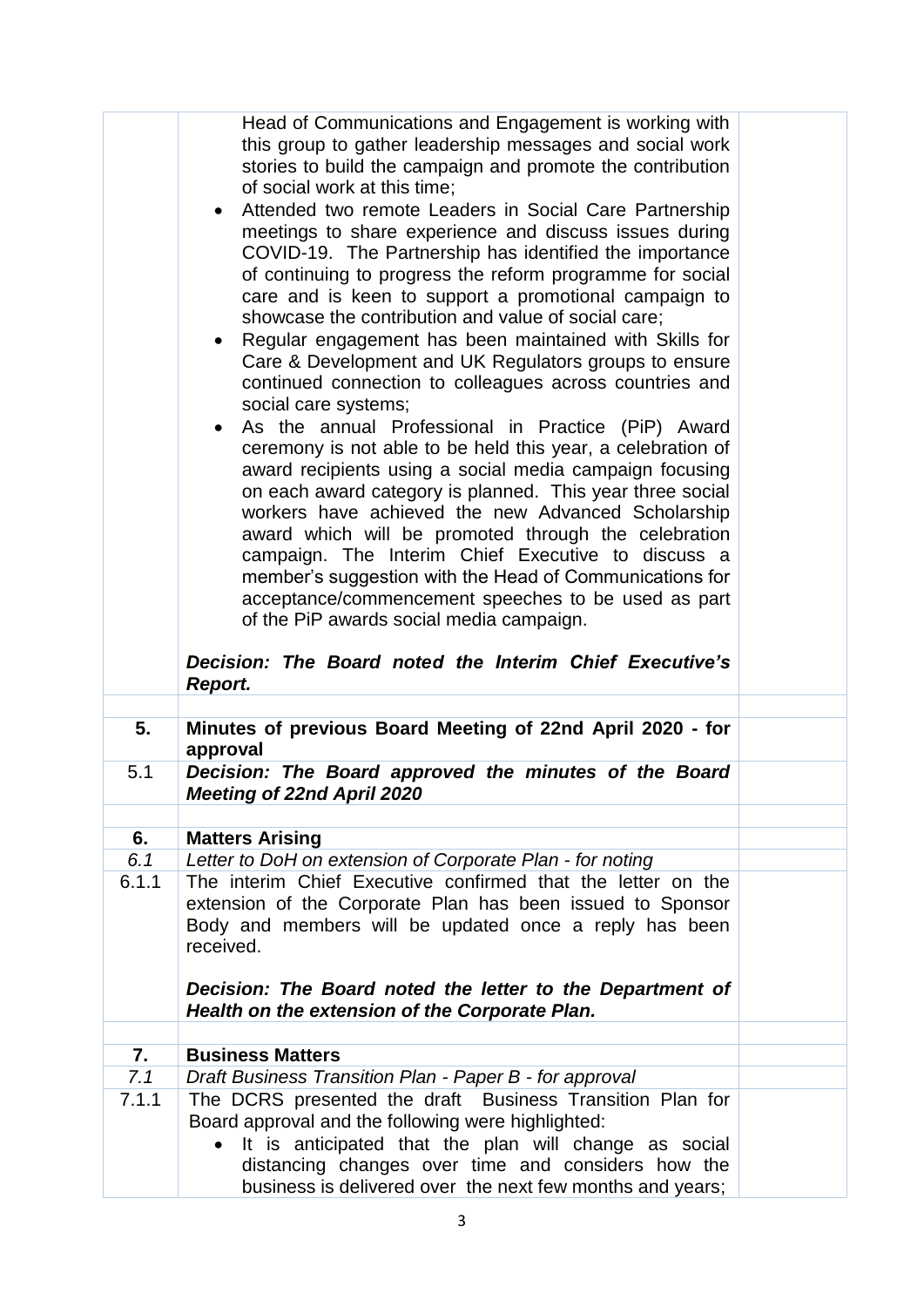| | | |
|---|---|---|
| | Head of Communications and Engagement is working with this group to gather leadership messages and social work stories to build the campaign and promote the contribution of social work at this time;<br>• Attended two remote Leaders in Social Care Partnership meetings to share experience and discuss issues during COVID-19. The Partnership has identified the importance of continuing to progress the reform programme for social care and is keen to support a promotional campaign to showcase the contribution and value of social care;<br>• Regular engagement has been maintained with Skills for Care & Development and UK Regulators groups to ensure continued connection to colleagues across countries and social care systems;<br>• As the annual Professional in Practice (PiP) Award ceremony is not able to be held this year, a celebration of award recipients using a social media campaign focusing on each award category is planned. This year three social workers have achieved the new Advanced Scholarship award which will be promoted through the celebration campaign. The Interim Chief Executive to discuss a member's suggestion with the Head of Communications for acceptance/commencement speeches to be used as part of the PiP awards social media campaign.<br><br>***Decision: The Board noted the Interim Chief Executive's Report.*** | |
| | | |
| **5.** | **Minutes of previous Board Meeting of 22nd April 2020 - for approval** | |
| 5.1 | ***Decision: The Board approved the minutes of the Board Meeting of 22nd April 2020*** | |
| | | |
| **6.** | **Matters Arising** | |
| *6.1* | *Letter to DoH on extension of Corporate Plan - for noting* | |
| 6.1.1 | The interim Chief Executive confirmed that the letter on the extension of the Corporate Plan has been issued to Sponsor Body and members will be updated once a reply has been received.<br><br>***Decision: The Board noted the letter to the Department of Health on the extension of the Corporate Plan.*** | |
| | | |
| **7.** | **Business Matters** | |
| *7.1* | *Draft Business Transition Plan - Paper B - for approval* | |
| 7.1.1 | The DCRS presented the draft Business Transition Plan for Board approval and the following were highlighted:<br>• It is anticipated that the plan will change as social distancing changes over time and considers how the business is delivered over the next few months and years; | |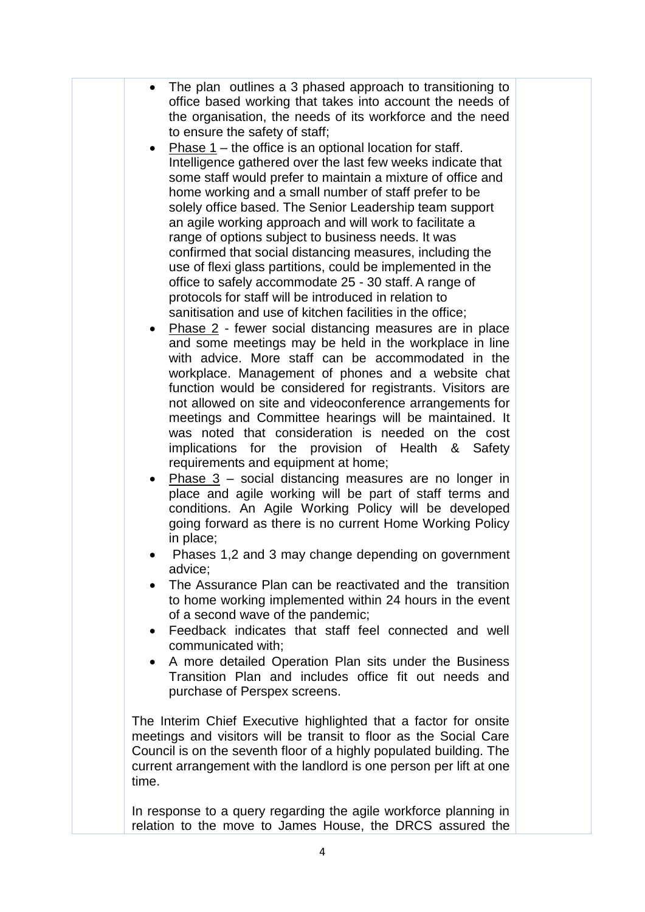- The plan outlines a 3 phased approach to transitioning to office based working that takes into account the needs of the organisation, the needs of its workforce and the need to ensure the safety of staff;
- Phase 1 – the office is an optional location for staff. Intelligence gathered over the last few weeks indicate that some staff would prefer to maintain a mixture of office and home working and a small number of staff prefer to be solely office based. The Senior Leadership team support an agile working approach and will work to facilitate a range of options subject to business needs. It was confirmed that social distancing measures, including the use of flexi glass partitions, could be implemented in the office to safely accommodate 25 - 30 staff. A range of protocols for staff will be introduced in relation to sanitisation and use of kitchen facilities in the office;
- Phase 2 - fewer social distancing measures are in place and some meetings may be held in the workplace in line with advice. More staff can be accommodated in the workplace. Management of phones and a website chat function would be considered for registrants. Visitors are not allowed on site and videoconference arrangements for meetings and Committee hearings will be maintained. It was noted that consideration is needed on the cost implications for the provision of Health & Safety requirements and equipment at home;
- Phase 3 – social distancing measures are no longer in place and agile working will be part of staff terms and conditions. An Agile Working Policy will be developed going forward as there is no current Home Working Policy in place;
- Phases 1,2 and 3 may change depending on government advice;
- The Assurance Plan can be reactivated and the transition to home working implemented within 24 hours in the event of a second wave of the pandemic;
- Feedback indicates that staff feel connected and well communicated with;
- A more detailed Operation Plan sits under the Business Transition Plan and includes office fit out needs and purchase of Perspex screens.

The Interim Chief Executive highlighted that a factor for onsite meetings and visitors will be transit to floor as the Social Care Council is on the seventh floor of a highly populated building. The current arrangement with the landlord is one person per lift at one time.

In response to a query regarding the agile workforce planning in relation to the move to James House, the DRCS assured the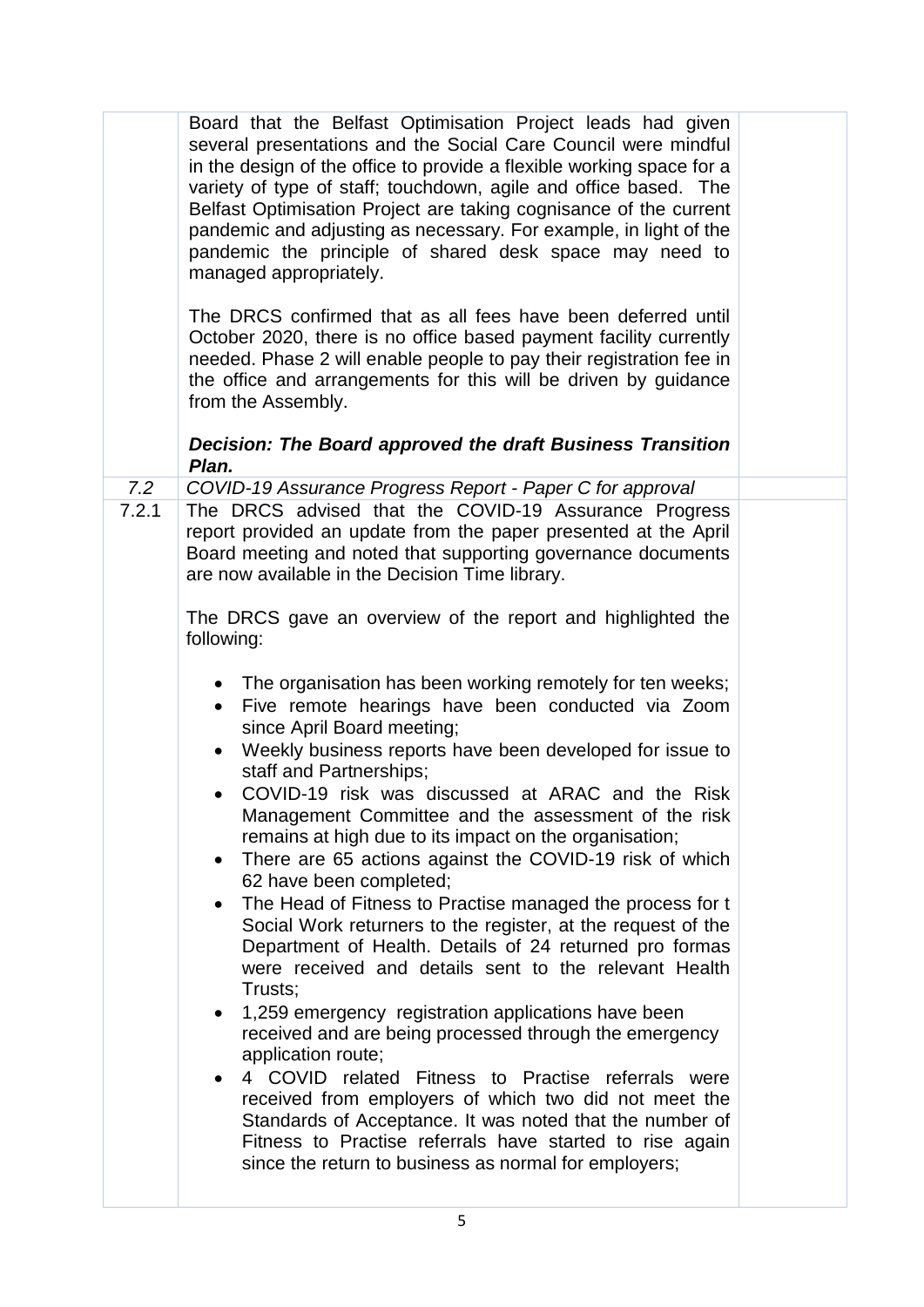| | | |
|---|---|---|
| | Board that the Belfast Optimisation Project leads had given several presentations and the Social Care Council were mindful in the design of the office to provide a flexible working space for a variety of type of staff; touchdown, agile and office based. The Belfast Optimisation Project are taking cognisance of the current pandemic and adjusting as necessary. For example, in light of the pandemic the principle of shared desk space may need to managed appropriately.<br><br>The DRCS confirmed that as all fees have been deferred until October 2020, there is no office based payment facility currently needed. Phase 2 will enable people to pay their registration fee in the office and arrangements for this will be driven by guidance from the Assembly.<br><br>***Decision: The Board approved the draft Business Transition Plan.*** | |
| *7.2* | *COVID-19 Assurance Progress Report - Paper C for approval* | |
| 7.2.1 | The DRCS advised that the COVID-19 Assurance Progress report provided an update from the paper presented at the April Board meeting and noted that supporting governance documents are now available in the Decision Time library.<br><br>The DRCS gave an overview of the report and highlighted the following:<br><br>• The organisation has been working remotely for ten weeks;<br>• Five remote hearings have been conducted via Zoom since April Board meeting;<br>• Weekly business reports have been developed for issue to staff and Partnerships;<br>• COVID-19 risk was discussed at ARAC and the Risk Management Committee and the assessment of the risk remains at high due to its impact on the organisation;<br>• There are 65 actions against the COVID-19 risk of which 62 have been completed;<br>• The Head of Fitness to Practise managed the process for t Social Work returners to the register, at the request of the Department of Health. Details of 24 returned pro formas were received and details sent to the relevant Health Trusts;<br>• 1,259 emergency registration applications have been received and are being processed through the emergency application route;<br>• 4 COVID related Fitness to Practise referrals were received from employers of which two did not meet the Standards of Acceptance. It was noted that the number of Fitness to Practise referrals have started to rise again since the return to business as normal for employers; | |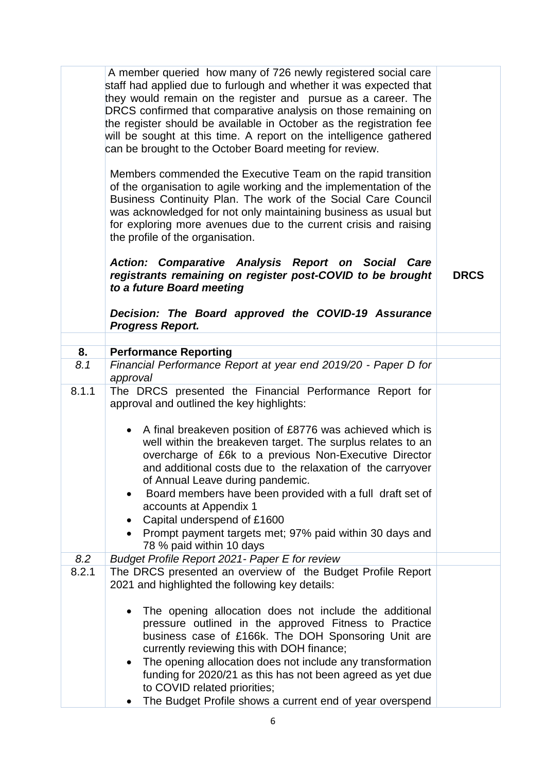| | | |
|---|---|---|
| | A member queried how many of 726 newly registered social care staff had applied due to furlough and whether it was expected that they would remain on the register and pursue as a career. The DRCS confirmed that comparative analysis on those remaining on the register should be available in October as the registration fee will be sought at this time. A report on the intelligence gathered can be brought to the October Board meeting for review.<br><br>Members commended the Executive Team on the rapid transition of the organisation to agile working and the implementation of the Business Continuity Plan. The work of the Social Care Council was acknowledged for not only maintaining business as usual but for exploring more avenues due to the current crisis and raising the profile of the organisation.<br><br>***Action: Comparative Analysis Report on Social Care registrants remaining on register post-COVID to be brought to a future Board meeting***<br><br>***Decision: The Board approved the COVID-19 Assurance Progress Report.*** | **DRCS** |
| | | |
| **8.** | **Performance Reporting** | |
| *8.1* | *Financial Performance Report at year end 2019/20 - Paper D for approval* | |
| 8.1.1 | The DRCS presented the Financial Performance Report for approval and outlined the key highlights:<br><br>• A final breakeven position of £8776 was achieved which is well within the breakeven target. The surplus relates to an overcharge of £6k to a previous Non-Executive Director and additional costs due to the relaxation of the carryover of Annual Leave during pandemic.<br>• Board members have been provided with a full draft set of accounts at Appendix 1<br>• Capital underspend of £1600<br>• Prompt payment targets met; 97% paid within 30 days and 78 % paid within 10 days | |
| *8.2* | *Budget Profile Report 2021- Paper E for review* | |
| 8.2.1 | The DRCS presented an overview of the Budget Profile Report 2021 and highlighted the following key details:<br><br>• The opening allocation does not include the additional pressure outlined in the approved Fitness to Practice business case of £166k. The DOH Sponsoring Unit are currently reviewing this with DOH finance;<br>• The opening allocation does not include any transformation funding for 2020/21 as this has not been agreed as yet due to COVID related priorities;<br>• The Budget Profile shows a current end of year overspend | |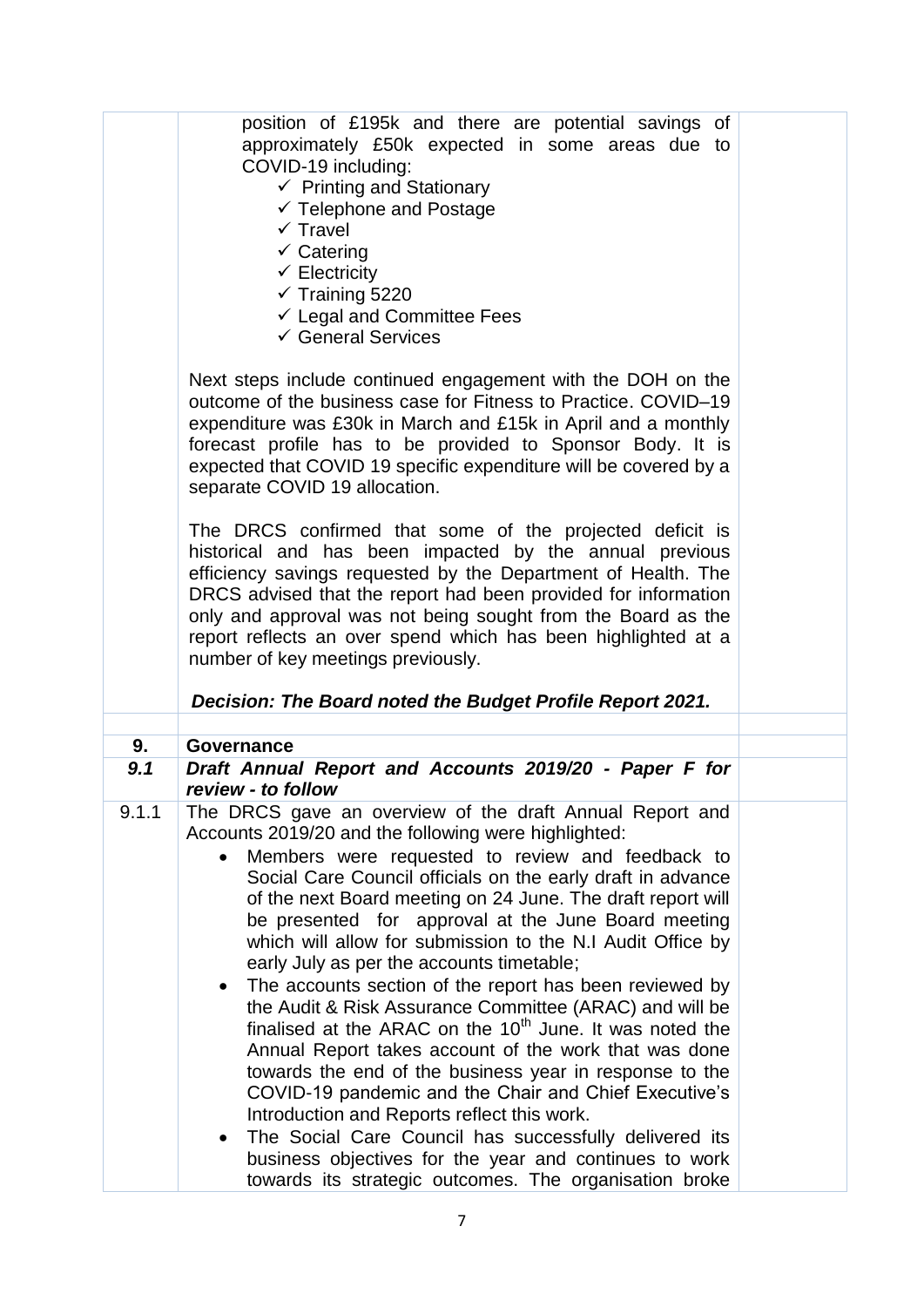| | | |
|---|---|---|
| | position of £195k and there are potential savings of approximately £50k expected in some areas due to COVID-19 including:<br>✓ Printing and Stationary<br>✓ Telephone and Postage<br>✓ Travel<br>✓ Catering<br>✓ Electricity<br>✓ Training 5220<br>✓ Legal and Committee Fees<br>✓ General Services<br><br>Next steps include continued engagement with the DOH on the outcome of the business case for Fitness to Practice. COVID–19 expenditure was £30k in March and £15k in April and a monthly forecast profile has to be provided to Sponsor Body. It is expected that COVID 19 specific expenditure will be covered by a separate COVID 19 allocation.<br><br>The DRCS confirmed that some of the projected deficit is historical and has been impacted by the annual previous efficiency savings requested by the Department of Health. The DRCS advised that the report had been provided for information only and approval was not being sought from the Board as the report reflects an over spend which has been highlighted at a number of key meetings previously.<br><br>***Decision: The Board noted the Budget Profile Report 2021.*** | |
| | | |
| **9.** | **Governance** | |
| ***9.1*** | ***Draft Annual Report and Accounts 2019/20 - Paper F for review - to follow*** | |
| 9.1.1 | The DRCS gave an overview of the draft Annual Report and Accounts 2019/20 and the following were highlighted:<br>• Members were requested to review and feedback to Social Care Council officials on the early draft in advance of the next Board meeting on 24 June. The draft report will be presented for approval at the June Board meeting which will allow for submission to the N.I Audit Office by early July as per the accounts timetable;<br>• The accounts section of the report has been reviewed by the Audit & Risk Assurance Committee (ARAC) and will be finalised at the ARAC on the 10th June. It was noted the Annual Report takes account of the work that was done towards the end of the business year in response to the COVID-19 pandemic and the Chair and Chief Executive's Introduction and Reports reflect this work.<br>• The Social Care Council has successfully delivered its business objectives for the year and continues to work towards its strategic outcomes. The organisation broke | |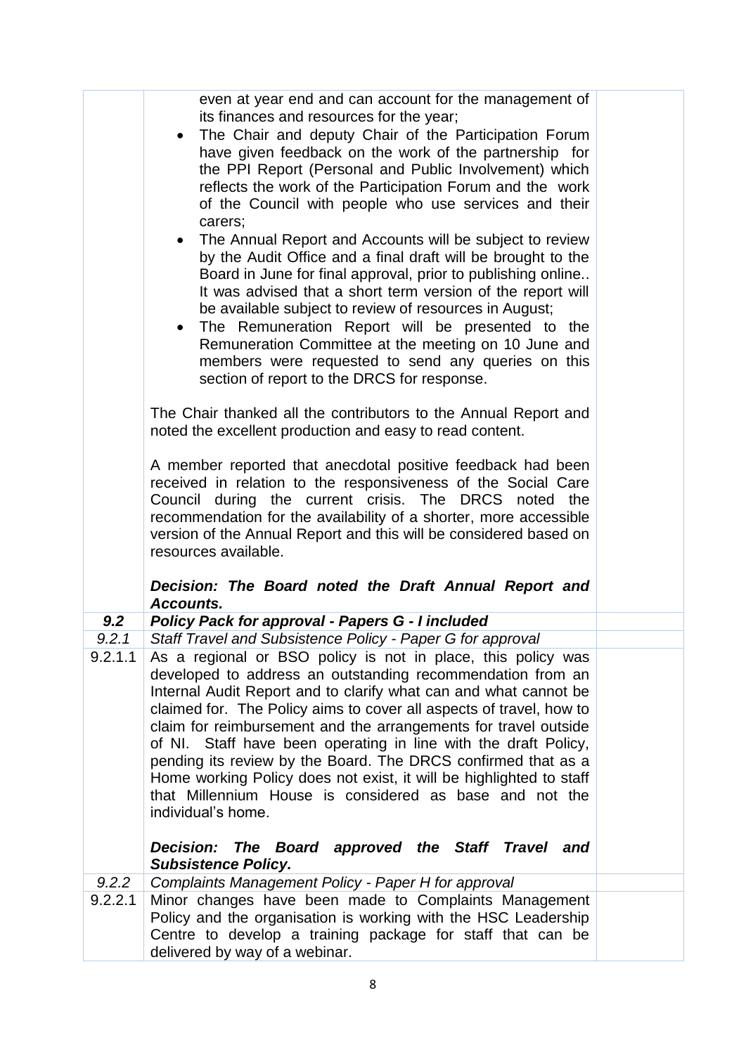| | | |
|---|---|---|
| | even at year end and can account for the management of its finances and resources for the year;<br>• The Chair and deputy Chair of the Participation Forum have given feedback on the work of the partnership for the PPI Report (Personal and Public Involvement) which reflects the work of the Participation Forum and the work of the Council with people who use services and their carers;<br>• The Annual Report and Accounts will be subject to review by the Audit Office and a final draft will be brought to the Board in June for final approval, prior to publishing online.. It was advised that a short term version of the report will be available subject to review of resources in August;<br>• The Remuneration Report will be presented to the Remuneration Committee at the meeting on 10 June and members were requested to send any queries on this section of report to the DRCS for response.<br><br>The Chair thanked all the contributors to the Annual Report and noted the excellent production and easy to read content.<br><br>A member reported that anecdotal positive feedback had been received in relation to the responsiveness of the Social Care Council during the current crisis. The DRCS noted the recommendation for the availability of a shorter, more accessible version of the Annual Report and this will be considered based on resources available.<br><br>***Decision: The Board noted the Draft Annual Report and Accounts.*** | |
| ***9.2*** | ***Policy Pack for approval - Papers G - I included*** | |
| *9.2.1* | *Staff Travel and Subsistence Policy - Paper G for approval* | |
| 9.2.1.1 | As a regional or BSO policy is not in place, this policy was developed to address an outstanding recommendation from an Internal Audit Report and to clarify what can and what cannot be claimed for. The Policy aims to cover all aspects of travel, how to claim for reimbursement and the arrangements for travel outside of NI. Staff have been operating in line with the draft Policy, pending its review by the Board. The DRCS confirmed that as a Home working Policy does not exist, it will be highlighted to staff that Millennium House is considered as base and not the individual's home.<br><br>***Decision: The Board approved the Staff Travel and Subsistence Policy.*** | |
| *9.2.2* | *Complaints Management Policy - Paper H for approval* | |
| 9.2.2.1 | Minor changes have been made to Complaints Management Policy and the organisation is working with the HSC Leadership Centre to develop a training package for staff that can be delivered by way of a webinar. | |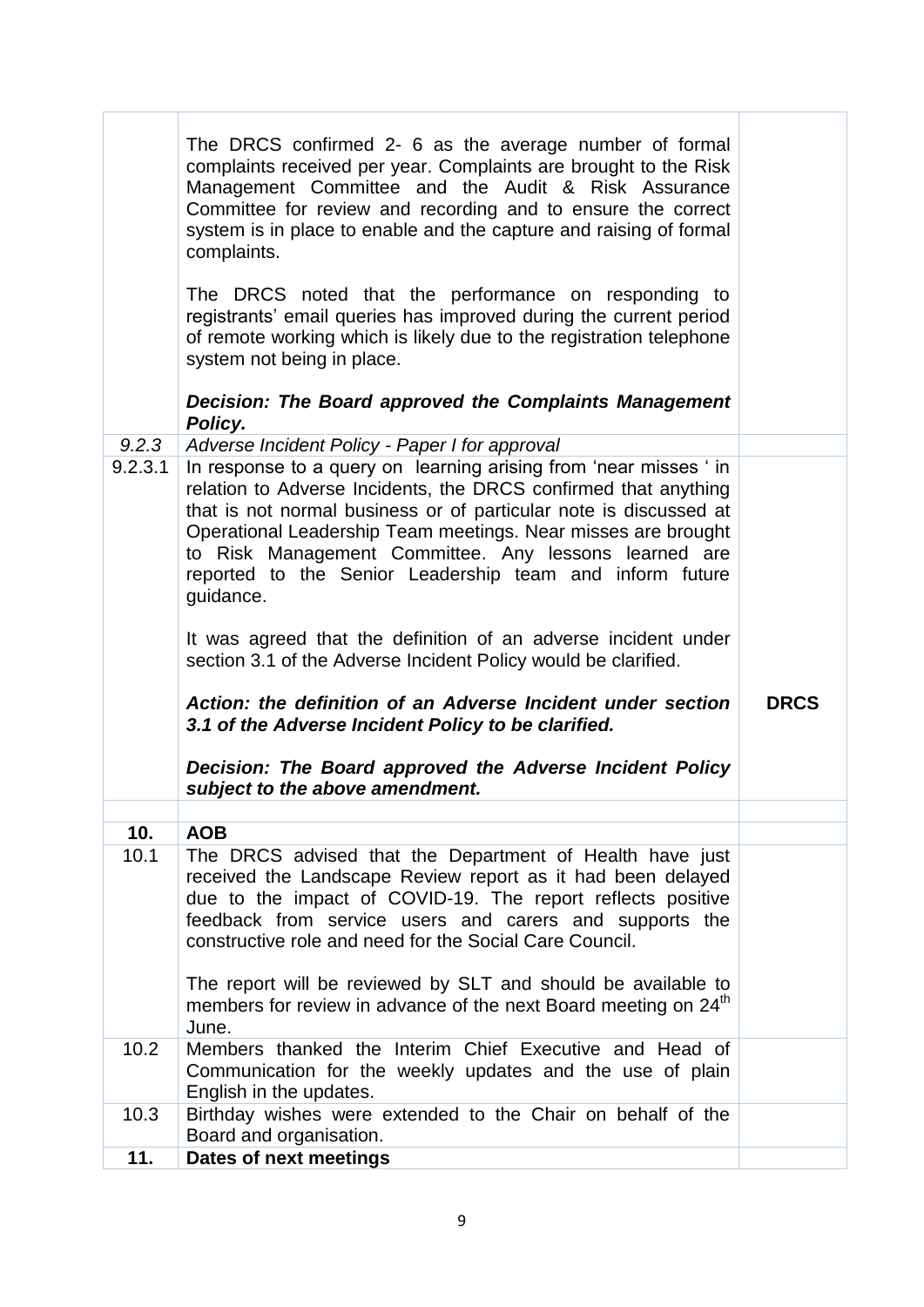| | | |
|---|---|---|
| | The DRCS confirmed 2- 6 as the average number of formal complaints received per year. Complaints are brought to the Risk Management Committee and the Audit & Risk Assurance Committee for review and recording and to ensure the correct system is in place to enable and the capture and raising of formal complaints.<br><br>The DRCS noted that the performance on responding to registrants' email queries has improved during the current period of remote working which is likely due to the registration telephone system not being in place.<br><br>***Decision: The Board approved the Complaints Management Policy.*** | |
| *9.2.3* | *Adverse Incident Policy - Paper I for approval* | |
| 9.2.3.1 | In response to a query on learning arising from 'near misses ' in relation to Adverse Incidents, the DRCS confirmed that anything that is not normal business or of particular note is discussed at Operational Leadership Team meetings. Near misses are brought to Risk Management Committee. Any lessons learned are reported to the Senior Leadership team and inform future guidance.<br><br>It was agreed that the definition of an adverse incident under section 3.1 of the Adverse Incident Policy would be clarified.<br><br>***Action: the definition of an Adverse Incident under section 3.1 of the Adverse Incident Policy to be clarified.***<br><br>***Decision: The Board approved the Adverse Incident Policy subject to the above amendment.*** | **DRCS** |
| | | |
| **10.** | **AOB** | |
| 10.1 | The DRCS advised that the Department of Health have just received the Landscape Review report as it had been delayed due to the impact of COVID-19. The report reflects positive feedback from service users and carers and supports the constructive role and need for the Social Care Council.<br><br>The report will be reviewed by SLT and should be available to members for review in advance of the next Board meeting on 24th June. | |
| 10.2 | Members thanked the Interim Chief Executive and Head of Communication for the weekly updates and the use of plain English in the updates. | |
| 10.3 | Birthday wishes were extended to the Chair on behalf of the Board and organisation. | |
| **11.** | **Dates of next meetings** | |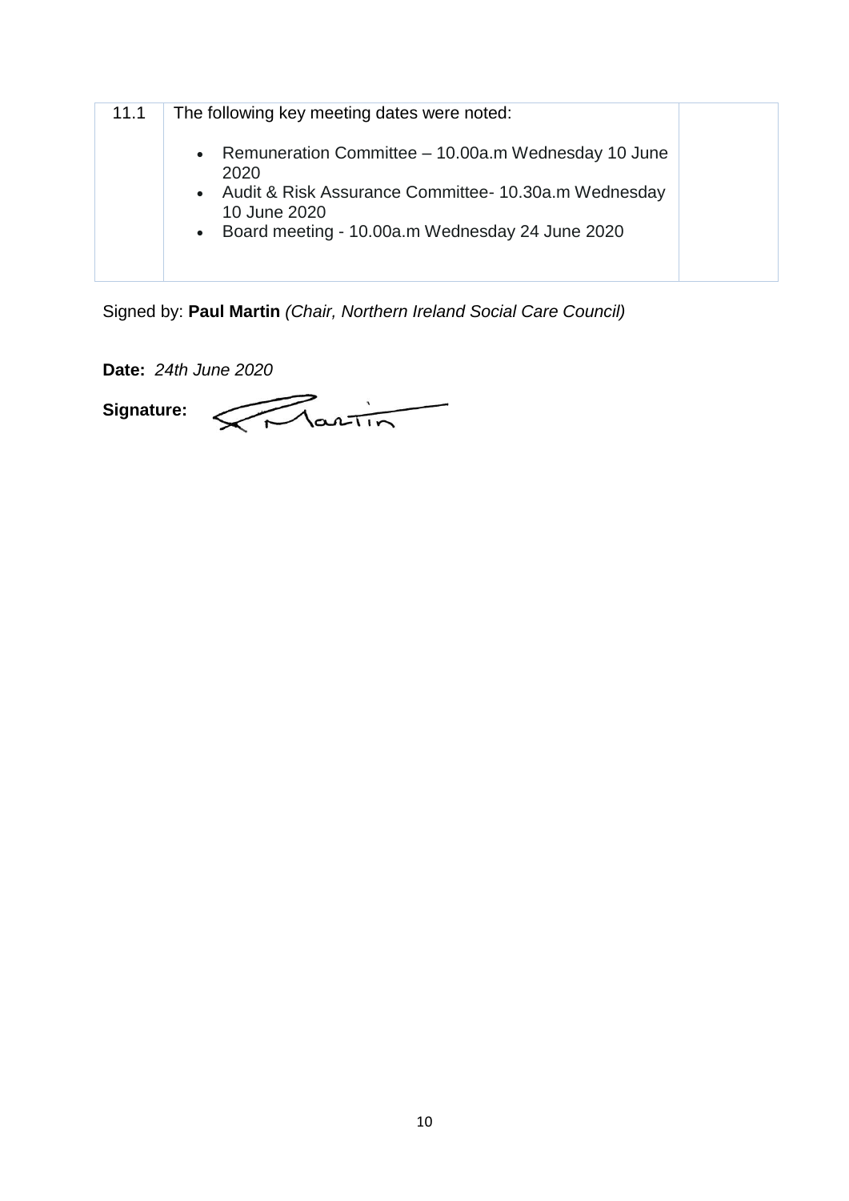| | | |
|---|---|---|
| 11.1 | The following key meeting dates were noted:<br><br>• Remuneration Committee – 10.00a.m Wednesday 10 June 2020<br>• Audit & Risk Assurance Committee- 10.30a.m Wednesday 10 June 2020<br>• Board meeting - 10.00a.m Wednesday 24 June 2020 | |

Signed by: **Paul Martin** *(Chair, Northern Ireland Social Care Council)*

**Date:** *24th June 2020*

**Signature:**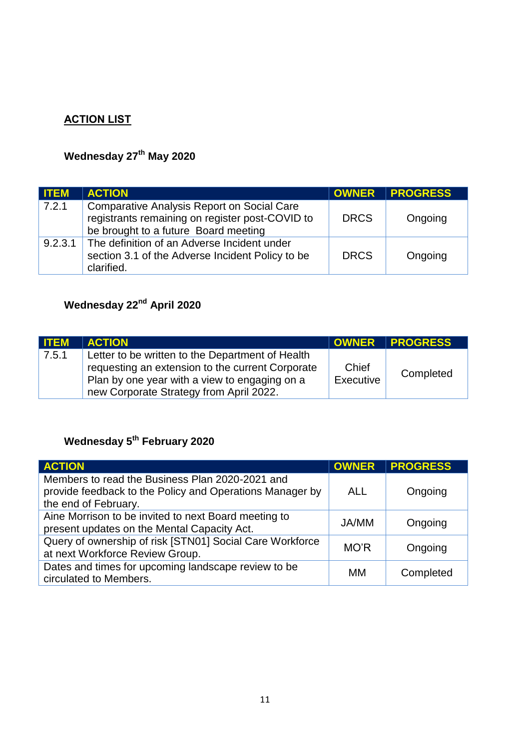## ACTION LIST

### Wednesday 27th May 2020

| ITEM | ACTION | OWNER | PROGRESS |
|---|---|---|---|
| 7.2.1 | Comparative Analysis Report on Social Care registrants remaining on register post-COVID to be brought to a future Board meeting | DRCS | Ongoing |
| 9.2.3.1 | The definition of an Adverse Incident under section 3.1 of the Adverse Incident Policy to be clarified. | DRCS | Ongoing |

### Wednesday 22nd April 2020

| ITEM | ACTION | OWNER | PROGRESS |
|---|---|---|---|
| 7.5.1 | Letter to be written to the Department of Health requesting an extension to the current Corporate Plan by one year with a view to engaging on a new Corporate Strategy from April 2022. | Chief Executive | Completed |

### Wednesday 5th February 2020

| ACTION | OWNER | PROGRESS |
|---|---|---|
| Members to read the Business Plan 2020-2021 and provide feedback to the Policy and Operations Manager by the end of February. | ALL | Ongoing |
| Aine Morrison to be invited to next Board meeting to present updates on the Mental Capacity Act. | JA/MM | Ongoing |
| Query of ownership of risk [STN01] Social Care Workforce at next Workforce Review Group. | MO'R | Ongoing |
| Dates and times for upcoming landscape review to be circulated to Members. | MM | Completed |